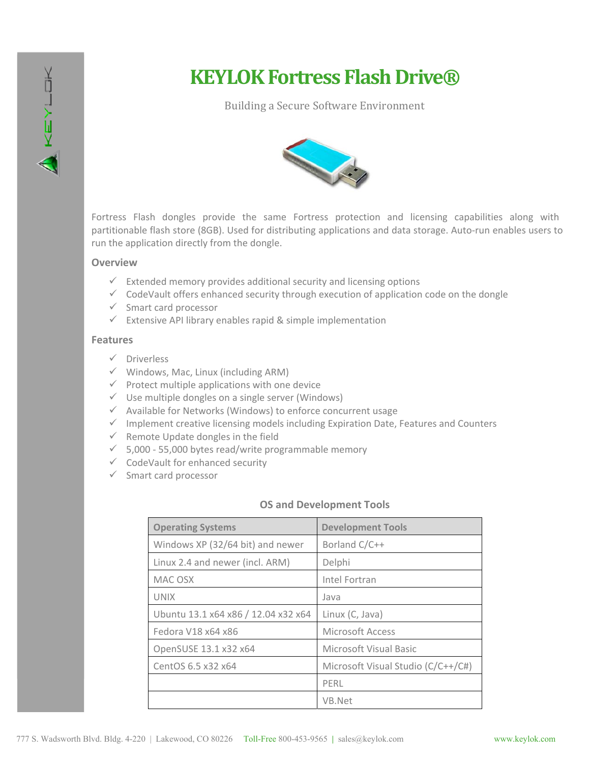# KEYLOK Fortress Flash Drive®

Building a Secure Software Environment

Fortress Flash dongles provide the same Fortress protection and licensing capabilities along with partitionable flash store (8GB). Used for distributing applications and data storage. Auto-run enables users to run the application directly from the dongle.

## Overview

- ✓ Extended memory provides additional security and licensing options
- ✓ CodeVault offers enhanced security through execution of application code on the dongle
- ✓ Smart card processor
- ✓ Extensive API library enables rapid & simple implementation

## Features

- ✓ Driverless
- ✓ Windows, Mac, Linux (including ARM)
- ✓ Protect multiple applications with one device
- ✓ Use multiple dongles on a single server (Windows)
- ✓ Available for Networks (Windows) to enforce concurrent usage
- ✓ Implement creative licensing models including Expiration Date, Features and Counters
- ✓ Remote Update dongles in the field
- ✓ 5,000 - 55,000 bytes read/write programmable memory
- ✓ CodeVault for enhanced security
- ✓ Smart card processor

### OS and Development Tools

| Operating Systems | Development Tools |
| --- | --- |
| Windows XP (32/64 bit) and newer | Borland C/C++ |
| Linux 2.4 and newer (incl. ARM) | Delphi |
| MAC OSX | Intel Fortran |
| UNIX | Java |
| Ubuntu 13.1 x64 x86 / 12.04 x32 x64 | Linux (C, Java) |
| Fedora V18 x64 x86 | Microsoft Access |
| OpenSUSE 13.1 x32 x64 | Microsoft Visual Basic |
| CentOS 6.5 x32 x64 | Microsoft Visual Studio (C/C++/C#) |
| | PERL |
| | VB.Net |

777 S. Wadsworth Blvd. Bldg. 4-220 | Lakewood, CO 80226 Toll-Free 800-453-9565 | sales@keylok.com www.keylok.com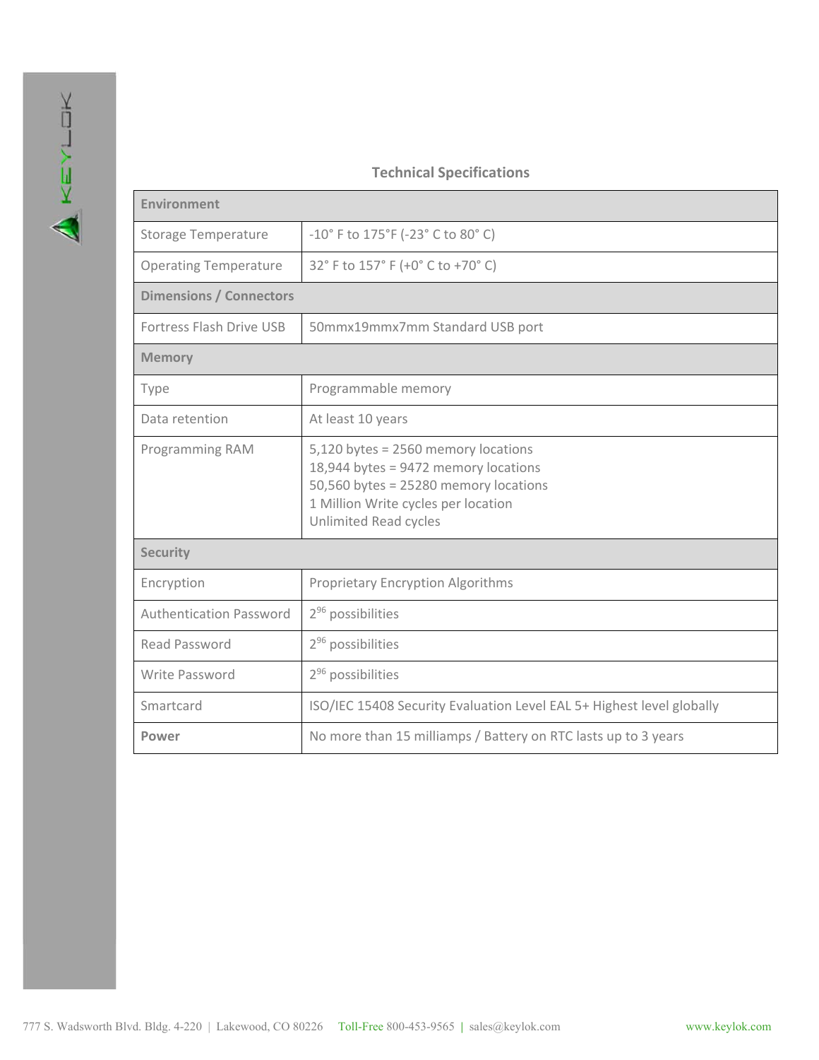## Technical Specifications

| | |
|---|---|
| **Environment** | |
| Storage Temperature | -10° F to 175°F (-23° C to 80° C) |
| Operating Temperature | 32° F to 157° F (+0° C to +70° C) |
| **Dimensions / Connectors** | |
| Fortress Flash Drive USB | 50mmx19mmx7mm Standard USB port |
| **Memory** | |
| Type | Programmable memory |
| Data retention | At least 10 years |
| Programming RAM | 5,120 bytes = 2560 memory locations<br>18,944 bytes = 9472 memory locations<br>50,560 bytes = 25280 memory locations<br>1 Million Write cycles per location<br>Unlimited Read cycles |
| **Security** | |
| Encryption | Proprietary Encryption Algorithms |
| Authentication Password | $2^{96}$ possibilities |
| Read Password | $2^{96}$ possibilities |
| Write Password | $2^{96}$ possibilities |
| Smartcard | ISO/IEC 15408 Security Evaluation Level EAL 5+ Highest level globally |
| **Power** | No more than 15 milliamps / Battery on RTC lasts up to 3 years |